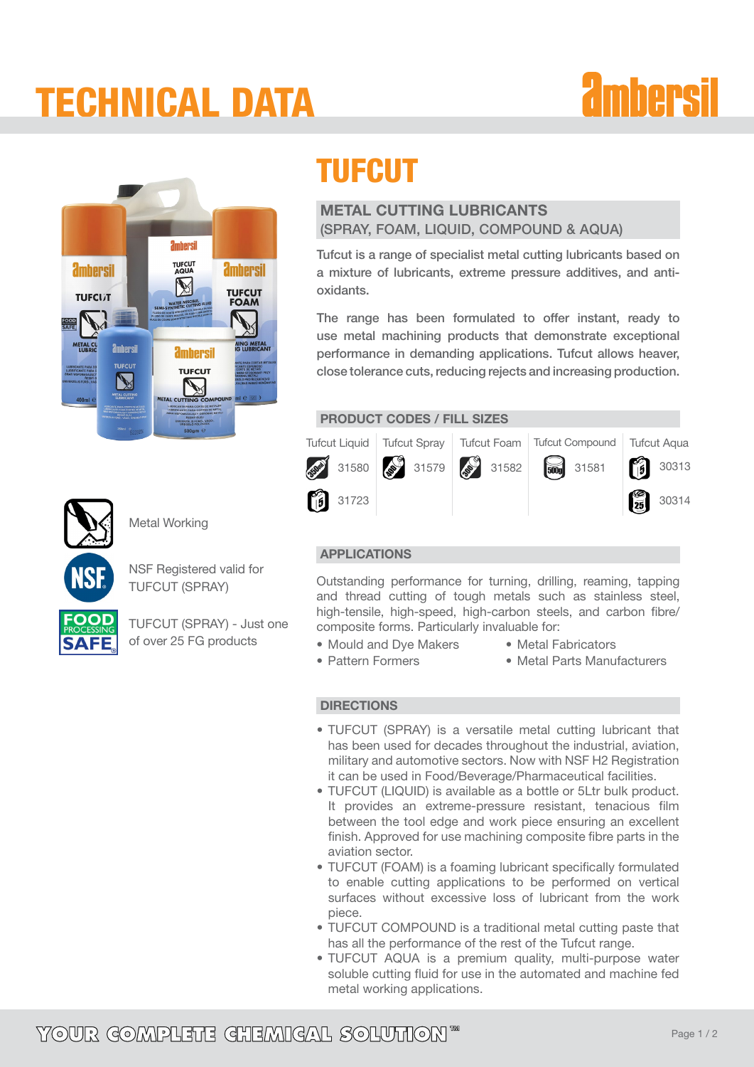# TECHNICAL DATA

# TUFCUT

## METAL CUTTING LUBRICANTS
(SPRAY, FOAM, LIQUID, COMPOUND & AQUA)

Tufcut is a range of specialist metal cutting lubricants based on a mixture of lubricants, extreme pressure additives, and anti-oxidants.

The range has been formulated to offer instant, ready to use metal machining products that demonstrate exceptional performance in demanding applications. Tufcut allows heaver, close tolerance cuts, reducing rejects and increasing production.

Metal Working

NSF Registered valid for TUFCUT (SPRAY)

TUFCUT (SPRAY) - Just one of over 25 FG products

## PRODUCT CODES / FILL SIZES

| Tufcut Liquid | Tufcut Spray | Tufcut Foam | Tufcut Compound | Tufcut Aqua |
|---|---|---|---|---|
| 350ml 31580 | 400ml 31579 | 300ml 31582 | 500g 31581 | 5 30313 |
| 5 31723 | | | | 25 30314 |

## APPLICATIONS

Outstanding performance for turning, drilling, reaming, tapping and thread cutting of tough metals such as stainless steel, high-tensile, high-speed, high-carbon steels, and carbon fibre/ composite forms. Particularly invaluable for:

- Mould and Dye Makers
- Pattern Formers
- Metal Fabricators
- Metal Parts Manufacturers

## DIRECTIONS

- TUFCUT (SPRAY) is a versatile metal cutting lubricant that has been used for decades throughout the industrial, aviation, military and automotive sectors. Now with NSF H2 Registration it can be used in Food/Beverage/Pharmaceutical facilities.
- TUFCUT (LIQUID) is available as a bottle or 5Ltr bulk product. It provides an extreme-pressure resistant, tenacious film between the tool edge and work piece ensuring an excellent finish. Approved for use machining composite fibre parts in the aviation sector.
- TUFCUT (FOAM) is a foaming lubricant specifically formulated to enable cutting applications to be performed on vertical surfaces without excessive loss of lubricant from the work piece.
- TUFCUT COMPOUND is a traditional metal cutting paste that has all the performance of the rest of the Tufcut range.
- TUFCUT AQUA is a premium quality, multi-purpose water soluble cutting fluid for use in the automated and machine fed metal working applications.

YOUR COMPLETE CHEMICAL SOLUTION™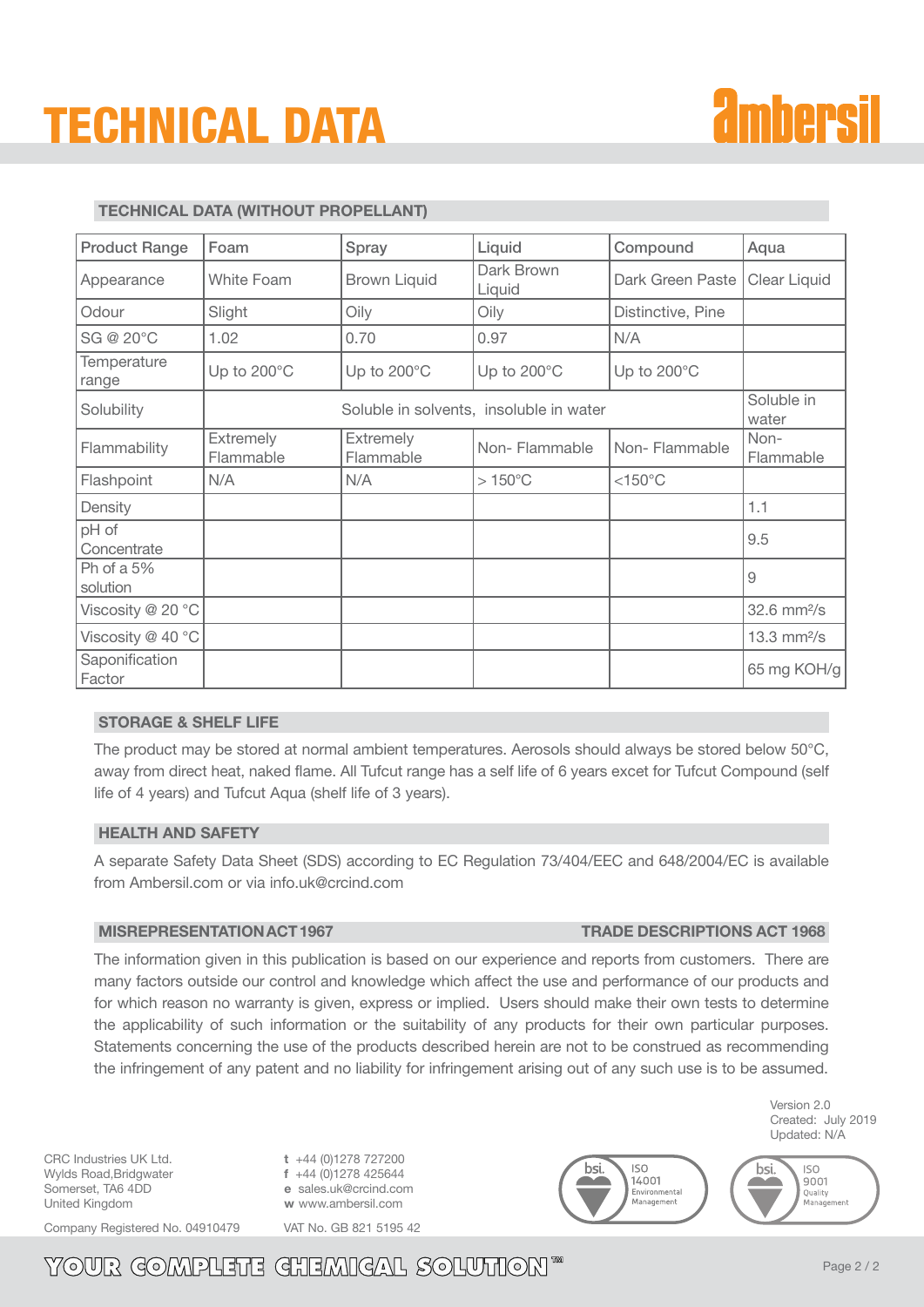# TECHNICAL DATA

## TECHNICAL DATA (WITHOUT PROPELLANT)

| Product Range | Foam | Spray | Liquid | Compound | Aqua |
|---|---|---|---|---|---|
| Appearance | White Foam | Brown Liquid | Dark Brown Liquid | Dark Green Paste | Clear Liquid |
| Odour | Slight | Oily | Oily | Distinctive, Pine | |
| SG @ 20°C | 1.02 | 0.70 | 0.97 | N/A | |
| Temperature range | Up to 200°C | Up to 200°C | Up to 200°C | Up to 200°C | |
| Solubility | Soluble in solvents, insoluble in water | | | | Soluble in water |
| Flammability | Extremely Flammable | Extremely Flammable | Non- Flammable | Non- Flammable | Non- Flammable |
| Flashpoint | N/A | N/A | > 150°C | <150°C | |
| Density | | | | | 1.1 |
| pH of Concentrate | | | | | 9.5 |
| Ph of a 5% solution | | | | | 9 |
| Viscosity @ 20 °C | | | | | 32.6 mm²/s |
| Viscosity @ 40 °C | | | | | 13.3 mm²/s |
| Saponification Factor | | | | | 65 mg KOH/g |

## STORAGE & SHELF LIFE

The product may be stored at normal ambient temperatures. Aerosols should always be stored below 50°C, away from direct heat, naked flame. All Tufcut range has a self life of 6 years excet for Tufcut Compound (self life of 4 years) and Tufcut Aqua (shelf life of 3 years).

## HEALTH AND SAFETY

A separate Safety Data Sheet (SDS) according to EC Regulation 73/404/EEC and 648/2004/EC is available from Ambersil.com or via info.uk@crcind.com

## MISREPRESENTATION ACT 1967 — TRADE DESCRIPTIONS ACT 1968

The information given in this publication is based on our experience and reports from customers. There are many factors outside our control and knowledge which affect the use and performance of our products and for which reason no warranty is given, express or implied. Users should make their own tests to determine the applicability of such information or the suitability of any products for their own particular purposes. Statements concerning the use of the products described herein are not to be construed as recommending the infringement of any patent and no liability for infringement arising out of any such use is to be assumed.

Version 2.0
Created: July 2019
Updated: N/A

CRC Industries UK Ltd.
Wylds Road,Bridgwater
Somerset, TA6 4DD
United Kingdom

Company Registered No. 04910479

t +44 (0)1278 727200
f +44 (0)1278 425644
e sales.uk@crcind.com
w www.ambersil.com

VAT No. GB 821 5195 42

bsi. ISO 14001 Environmental Management

bsi. ISO 9001 Quality Management

YOUR COMPLETE CHEMICAL SOLUTION™